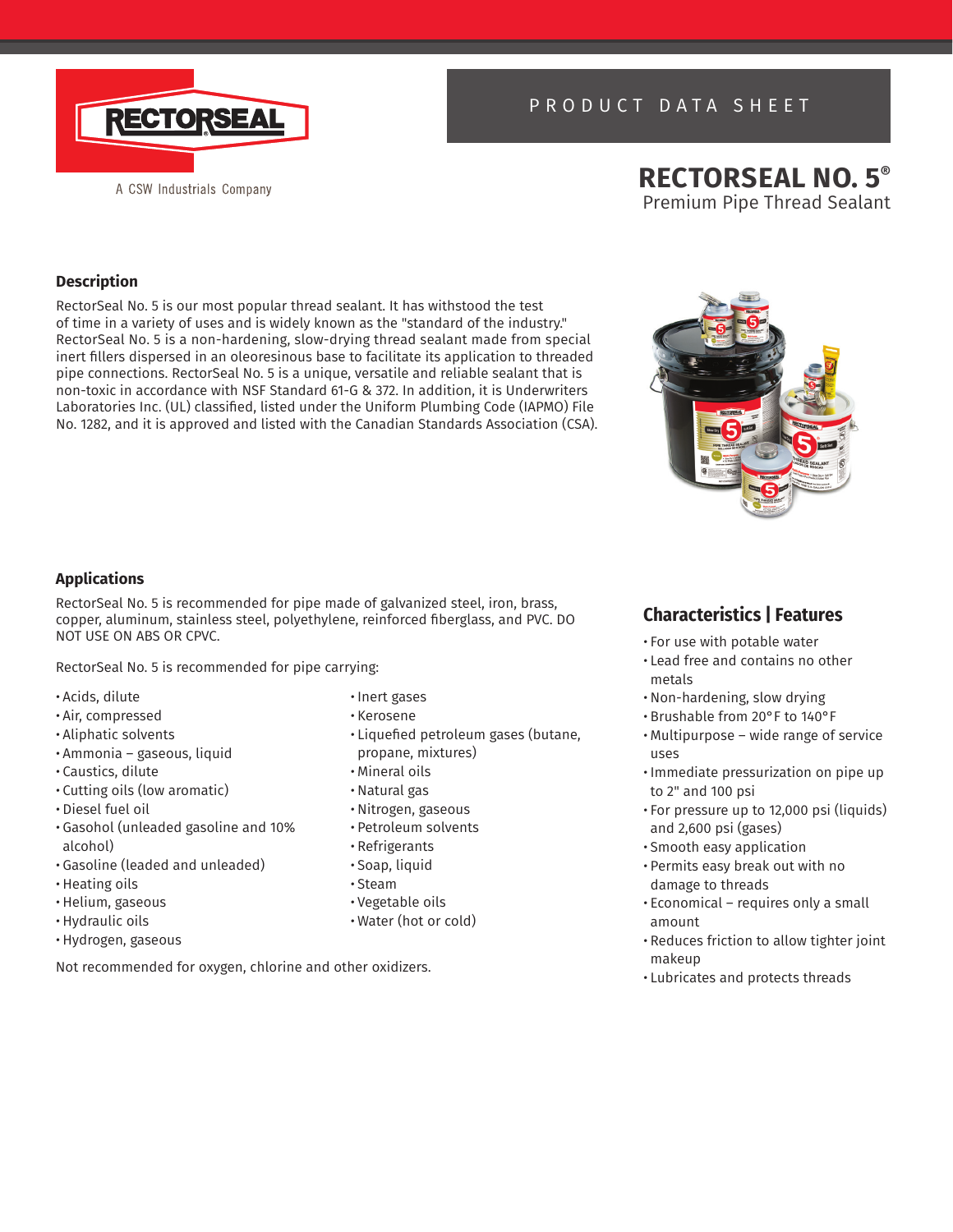PRODUCT DATA SHEET

# RECTORSEAL NO. 5®

Premium Pipe Thread Sealant

## Description

RectorSeal No. 5 is our most popular thread sealant. It has withstood the test of time in a variety of uses and is widely known as the "standard of the industry." RectorSeal No. 5 is a non-hardening, slow-drying thread sealant made from special inert fillers dispersed in an oleoresinous base to facilitate its application to threaded pipe connections. RectorSeal No. 5 is a unique, versatile and reliable sealant that is non-toxic in accordance with NSF Standard 61-G & 372. In addition, it is Underwriters Laboratories Inc. (UL) classified, listed under the Uniform Plumbing Code (IAPMO) File No. 1282, and it is approved and listed with the Canadian Standards Association (CSA).

## Applications

RectorSeal No. 5 is recommended for pipe made of galvanized steel, iron, brass, copper, aluminum, stainless steel, polyethylene, reinforced fiberglass, and PVC. DO NOT USE ON ABS OR CPVC.

RectorSeal No. 5 is recommended for pipe carrying:

- Acids, dilute
- Air, compressed
- Aliphatic solvents
- Ammonia – gaseous, liquid
- Caustics, dilute
- Cutting oils (low aromatic)
- Diesel fuel oil
- Gasohol (unleaded gasoline and 10% alcohol)
- Gasoline (leaded and unleaded)
- Heating oils
- Helium, gaseous
- Hydraulic oils
- Hydrogen, gaseous
- Inert gases
- Kerosene
- Liquefied petroleum gases (butane, propane, mixtures)
- Mineral oils
- Natural gas
- Nitrogen, gaseous
- Petroleum solvents
- Refrigerants
- Soap, liquid
- Steam
- Vegetable oils
- Water (hot or cold)

Not recommended for oxygen, chlorine and other oxidizers.

## Characteristics | Features

- For use with potable water
- Lead free and contains no other metals
- Non-hardening, slow drying
- Brushable from 20°F to 140°F
- Multipurpose – wide range of service uses
- Immediate pressurization on pipe up to 2" and 100 psi
- For pressure up to 12,000 psi (liquids) and 2,600 psi (gases)
- Smooth easy application
- Permits easy break out with no damage to threads
- Economical – requires only a small amount
- Reduces friction to allow tighter joint makeup
- Lubricates and protects threads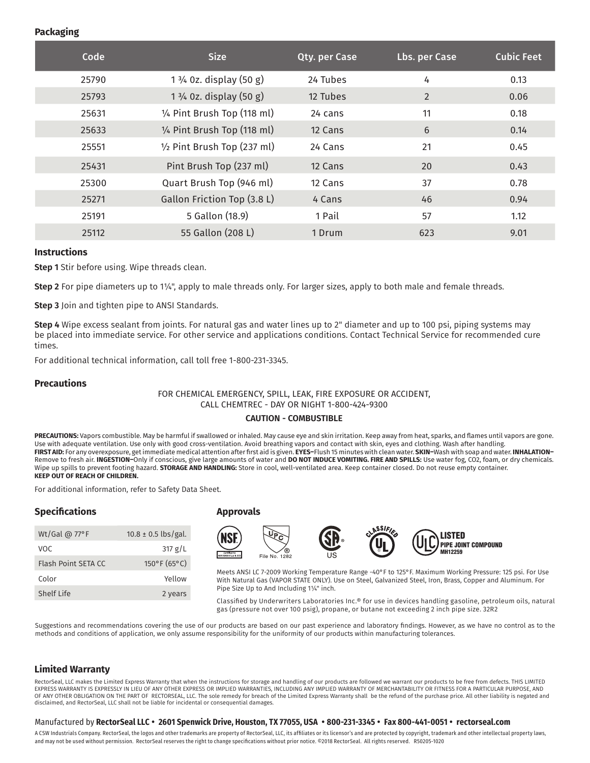## Packaging

| Code | Size | Qty. per Case | Lbs. per Case | Cubic Feet |
|---|---|---|---|---|
| 25790 | 1 ¾ 0z. display (50 g) | 24 Tubes | 4 | 0.13 |
| 25793 | 1 ¾ 0z. display (50 g) | 12 Tubes | 2 | 0.06 |
| 25631 | ¼ Pint Brush Top (118 ml) | 24 cans | 11 | 0.18 |
| 25633 | ¼ Pint Brush Top (118 ml) | 12 Cans | 6 | 0.14 |
| 25551 | ½ Pint Brush Top (237 ml) | 24 Cans | 21 | 0.45 |
| 25431 | Pint Brush Top (237 ml) | 12 Cans | 20 | 0.43 |
| 25300 | Quart Brush Top (946 ml) | 12 Cans | 37 | 0.78 |
| 25271 | Gallon Friction Top (3.8 L) | 4 Cans | 46 | 0.94 |
| 25191 | 5 Gallon (18.9) | 1 Pail | 57 | 1.12 |
| 25112 | 55 Gallon (208 L) | 1 Drum | 623 | 9.01 |

## Instructions

**Step 1** Stir before using. Wipe threads clean.

**Step 2** For pipe diameters up to 1¼", apply to male threads only. For larger sizes, apply to both male and female threads.

**Step 3** Join and tighten pipe to ANSI Standards.

**Step 4** Wipe excess sealant from joints. For natural gas and water lines up to 2" diameter and up to 100 psi, piping systems may be placed into immediate service. For other service and applications conditions. Contact Technical Service for recommended cure times.

For additional technical information, call toll free 1-800-231-3345.

## Precautions

FOR CHEMICAL EMERGENCY, SPILL, LEAK, FIRE EXPOSURE OR ACCIDENT,
CALL CHEMTREC - DAY OR NIGHT 1-800-424-9300

**CAUTION - COMBUSTIBLE**

**PRECAUTIONS:** Vapors combustible. May be harmful if swallowed or inhaled. May cause eye and skin irritation. Keep away from heat, sparks, and flames until vapors are gone. Use with adequate ventilation. Use only with good cross-ventilation. Avoid breathing vapors and contact with skin, eyes and clothing. Wash after handling.
**FIRST AID:** For any overexposure, get immediate medical attention after first aid is given. **EYES–**Flush 15 minutes with clean water. **SKIN–**Wash with soap and water. **INHALATION–** Remove to fresh air. **INGESTION–**Only if conscious, give large amounts of water and **DO NOT INDUCE VOMITING. FIRE AND SPILLS:** Use water fog, CO2, foam, or dry chemicals. Wipe up spills to prevent footing hazard. **STORAGE AND HANDLING:** Store in cool, well-ventilated area. Keep container closed. Do not reuse empty container.
**KEEP OUT OF REACH OF CHILDREN.**

For additional information, refer to Safety Data Sheet.

## Specifications

| | |
|---|---|
| Wt/Gal @ 77°F | 10.8 ± 0.5 lbs/gal. |
| VOC | 317 g/L |
| Flash Point SETA CC | 150°F (65°C) |
| Color | Yellow |
| Shelf Life | 2 years |

## Approvals

NSF
UPC File No. 1282
CSA US
CLASSIFIED UL
UL LISTED PIPE JOINT COMPOUND MH12259

Meets ANSI LC 7-2009 Working Temperature Range -40°F to 125°F. Maximum Working Pressure: 125 psi. For Use With Natural Gas (VAPOR STATE ONLY). Use on Steel, Galvanized Steel, Iron, Brass, Copper and Aluminum. For Pipe Size Up to And Including 1¼" inch.

Classified by Underwriters Laboratories Inc.® for use in devices handling gasoline, petroleum oils, natural gas (pressure not over 100 psig), propane, or butane not exceeding 2 inch pipe size. 32R2

Suggestions and recommendations covering the use of our products are based on our past experience and laboratory findings. However, as we have no control as to the methods and conditions of application, we only assume responsibility for the uniformity of our products within manufacturing tolerances.

## Limited Warranty

RectorSeal, LLC makes the Limited Express Warranty that when the instructions for storage and handling of our products are followed we warrant our products to be free from defects. THIS LIMITED EXPRESS WARRANTY IS EXPRESSLY IN LIEU OF ANY OTHER EXPRESS OR IMPLIED WARRANTIES, INCLUDING ANY IMPLIED WARRANTY OF MERCHANTABILITY OR FITNESS FOR A PARTICULAR PURPOSE, AND OF ANY OTHER OBLIGATION ON THE PART OF RECTORSEAL, LLC. The sole remedy for breach of the Limited Express Warranty shall be the refund of the purchase price. All other liability is negated and disclaimed, and RectorSeal, LLC shall not be liable for incidental or consequential damages.

Manufactured by **RectorSeal LLC • 2601 Spenwick Drive, Houston, TX 77055, USA • 800-231-3345 • Fax 800-441-0051 • rectorseal.com**

A CSW Industrials Company. RectorSeal, the logos and other trademarks are property of RectorSeal, LLC, its affiliates or its licensor's and are protected by copyright, trademark and other intellectual property laws, and may not be used without permission. RectorSeal reserves the right to change specifications without prior notice. ©2018 RectorSeal. All rights reserved. R50205-1020